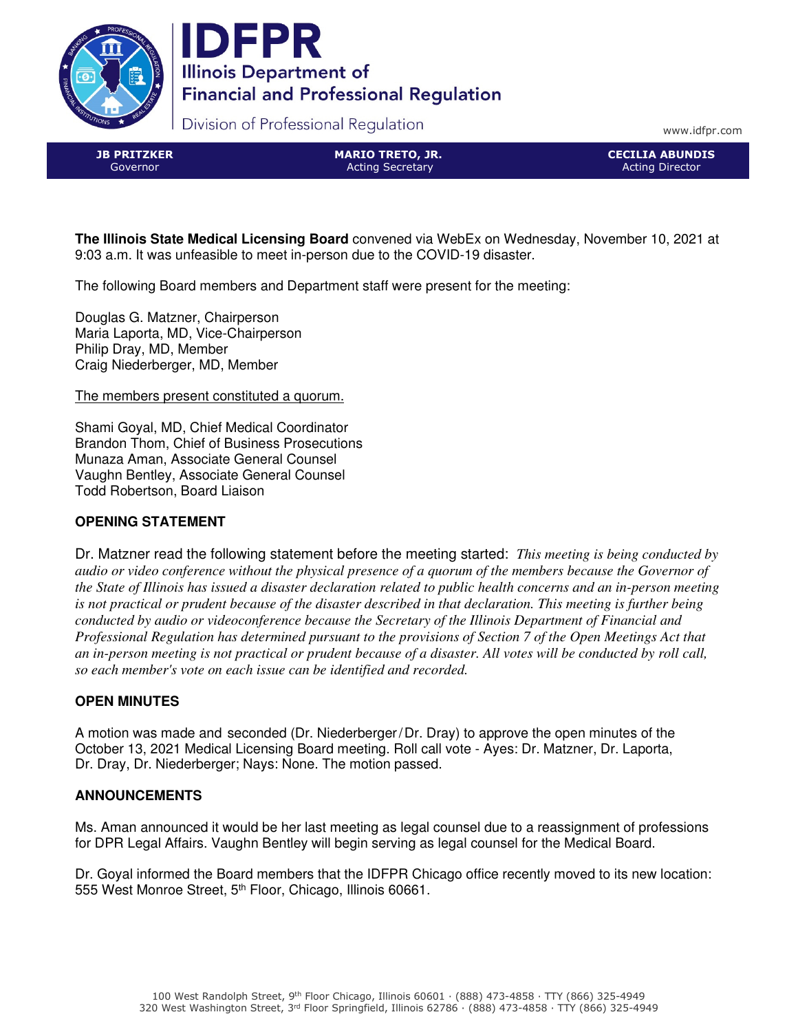# IDFPR

Illinois Department of Financial and Professional Regulation

Division of Professional Regulation

www.idfpr.com

| **JB PRITZKER** | **MARIO TRETO, JR.** | **CECILIA ABUNDIS** |
| --- | --- | --- |
| Governor | Acting Secretary | Acting Director |

**The Illinois State Medical Licensing Board** convened via WebEx on Wednesday, November 10, 2021 at 9:03 a.m. It was unfeasible to meet in-person due to the COVID-19 disaster.

The following Board members and Department staff were present for the meeting:

Douglas G. Matzner, Chairperson
Maria Laporta, MD, Vice-Chairperson
Philip Dray, MD, Member
Craig Niederberger, MD, Member

<u>The members present constituted a quorum.</u>

Shami Goyal, MD, Chief Medical Coordinator
Brandon Thom, Chief of Business Prosecutions
Munaza Aman, Associate General Counsel
Vaughn Bentley, Associate General Counsel
Todd Robertson, Board Liaison

### OPENING STATEMENT

Dr. Matzner read the following statement before the meeting started: *This meeting is being conducted by audio or video conference without the physical presence of a quorum of the members because the Governor of the State of Illinois has issued a disaster declaration related to public health concerns and an in-person meeting is not practical or prudent because of the disaster described in that declaration. This meeting is further being conducted by audio or videoconference because the Secretary of the Illinois Department of Financial and Professional Regulation has determined pursuant to the provisions of Section 7 of the Open Meetings Act that an in-person meeting is not practical or prudent because of a disaster. All votes will be conducted by roll call, so each member's vote on each issue can be identified and recorded.*

### OPEN MINUTES

A motion was made and seconded (Dr. Niederberger/Dr. Dray) to approve the open minutes of the October 13, 2021 Medical Licensing Board meeting. Roll call vote - Ayes: Dr. Matzner, Dr. Laporta, Dr. Dray, Dr. Niederberger; Nays: None. The motion passed.

### ANNOUNCEMENTS

Ms. Aman announced it would be her last meeting as legal counsel due to a reassignment of professions for DPR Legal Affairs. Vaughn Bentley will begin serving as legal counsel for the Medical Board.

Dr. Goyal informed the Board members that the IDFPR Chicago office recently moved to its new location: 555 West Monroe Street, 5th Floor, Chicago, Illinois 60661.

100 West Randolph Street, 9th Floor Chicago, Illinois 60601 · (888) 473-4858 · TTY (866) 325-4949
320 West Washington Street, 3rd Floor Springfield, Illinois 62786 · (888) 473-4858 · TTY (866) 325-4949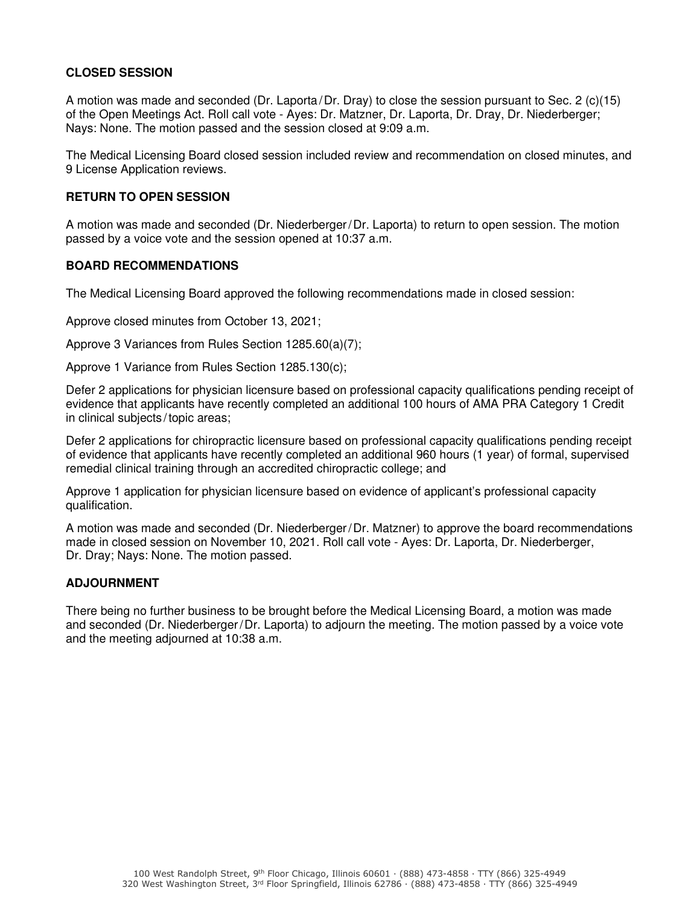### CLOSED SESSION

A motion was made and seconded (Dr. Laporta / Dr. Dray) to close the session pursuant to Sec. 2 (c)(15) of the Open Meetings Act. Roll call vote - Ayes: Dr. Matzner, Dr. Laporta, Dr. Dray, Dr. Niederberger; Nays: None. The motion passed and the session closed at 9:09 a.m.

The Medical Licensing Board closed session included review and recommendation on closed minutes, and 9 License Application reviews.

### RETURN TO OPEN SESSION

A motion was made and seconded (Dr. Niederberger / Dr. Laporta) to return to open session. The motion passed by a voice vote and the session opened at 10:37 a.m.

### BOARD RECOMMENDATIONS

The Medical Licensing Board approved the following recommendations made in closed session:

Approve closed minutes from October 13, 2021;

Approve 3 Variances from Rules Section 1285.60(a)(7);

Approve 1 Variance from Rules Section 1285.130(c);

Defer 2 applications for physician licensure based on professional capacity qualifications pending receipt of evidence that applicants have recently completed an additional 100 hours of AMA PRA Category 1 Credit in clinical subjects / topic areas;

Defer 2 applications for chiropractic licensure based on professional capacity qualifications pending receipt of evidence that applicants have recently completed an additional 960 hours (1 year) of formal, supervised remedial clinical training through an accredited chiropractic college; and

Approve 1 application for physician licensure based on evidence of applicant's professional capacity qualification.

A motion was made and seconded (Dr. Niederberger / Dr. Matzner) to approve the board recommendations made in closed session on November 10, 2021. Roll call vote - Ayes: Dr. Laporta, Dr. Niederberger, Dr. Dray; Nays: None. The motion passed.

### ADJOURNMENT

There being no further business to be brought before the Medical Licensing Board, a motion was made and seconded (Dr. Niederberger / Dr. Laporta) to adjourn the meeting. The motion passed by a voice vote and the meeting adjourned at 10:38 a.m.

100 West Randolph Street, 9th Floor Chicago, Illinois 60601 · (888) 473-4858 · TTY (866) 325-4949
320 West Washington Street, 3rd Floor Springfield, Illinois 62786 · (888) 473-4858 · TTY (866) 325-4949